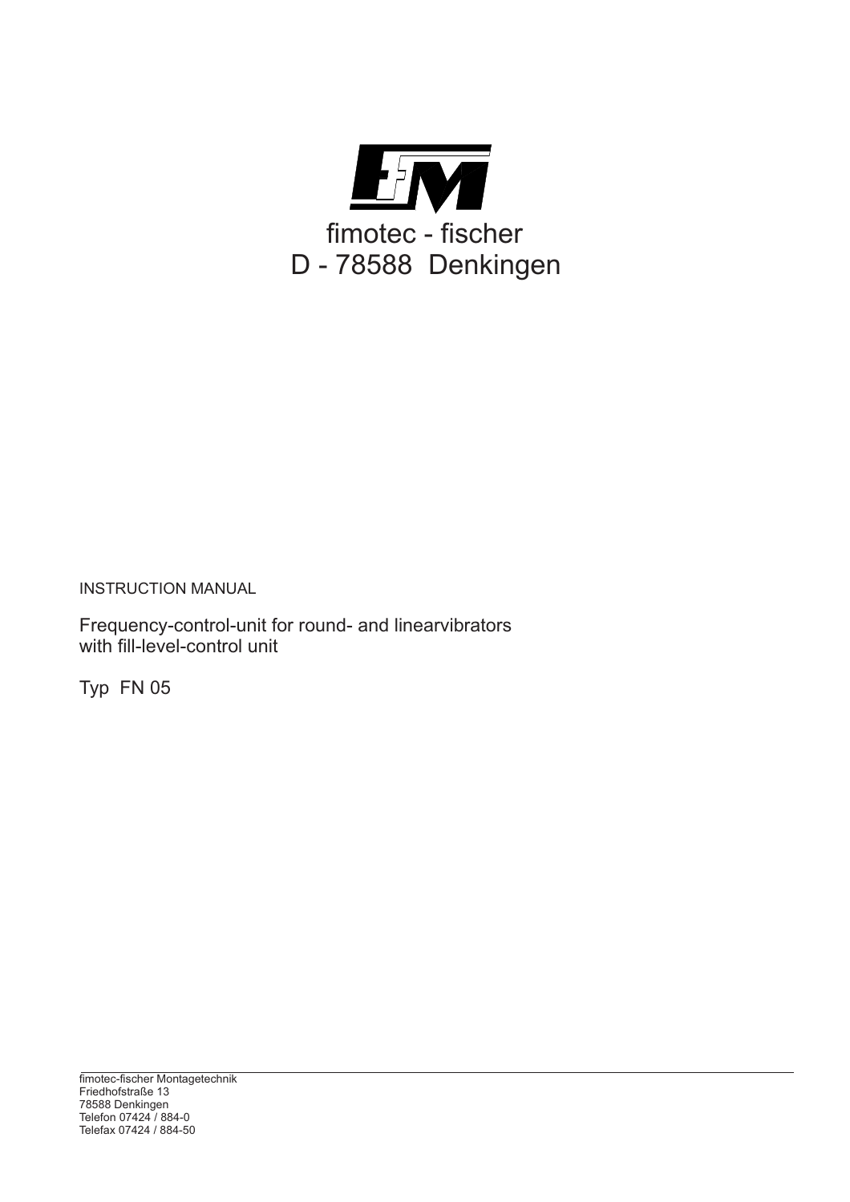fimotec - fischer
D - 78588 Denkingen

INSTRUCTION MANUAL

Frequency-control-unit for round- and linearvibrators
with fill-level-control unit

Typ FN 05

fimotec-fischer Montagetechnik
Friedhofstraße 13
78588 Denkingen
Telefon 07424 / 884-0
Telefax 07424 / 884-50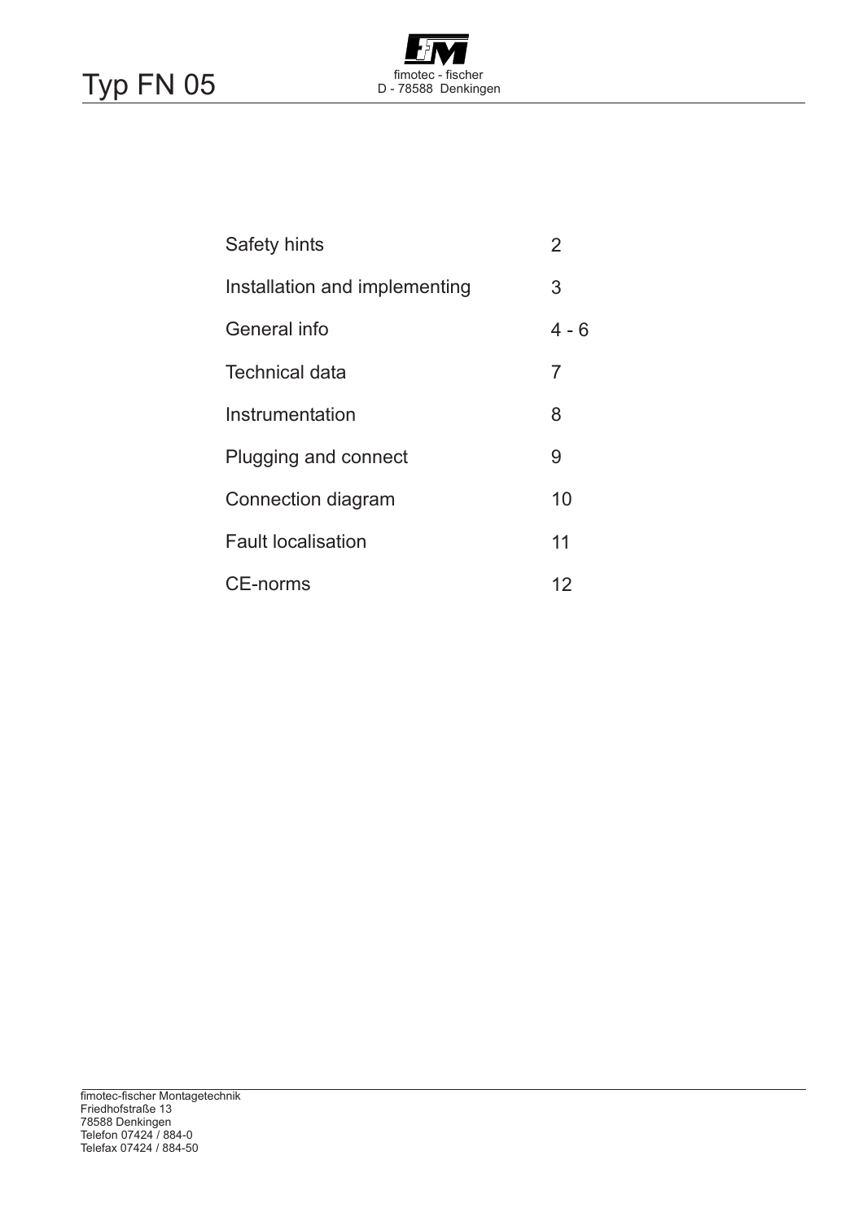# Typ FN 05

fimotec - fischer
D - 78588 Denkingen

| | |
|---|---|
| Safety hints | 2 |
| Installation and implementing | 3 |
| General info | 4 - 6 |
| Technical data | 7 |
| Instrumentation | 8 |
| Plugging and connect | 9 |
| Connection diagram | 10 |
| Fault localisation | 11 |
| CE-norms | 12 |

fimotec-fischer Montagetechnik
Friedhofstraße 13
78588 Denkingen
Telefon 07424 / 884-0
Telefax 07424 / 884-50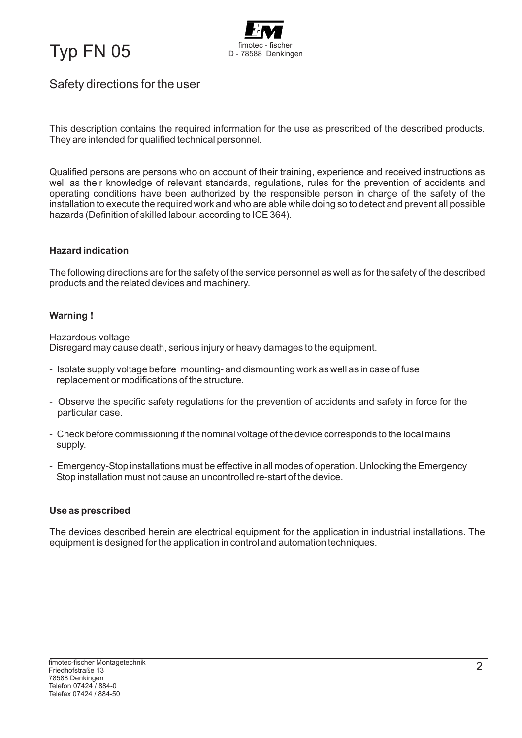## Safety directions for the user

This description contains the required information for the use as prescribed of the described products. They are intended for qualified technical personnel.

Qualified persons are persons who on account of their training, experience and received instructions as well as their knowledge of relevant standards, regulations, rules for the prevention of accidents and operating conditions have been authorized by the responsible person in charge of the safety of the installation to execute the required work and who are able while doing so to detect and prevent all possible hazards (Definition of skilled labour, according to ICE 364).

### Hazard indication

The following directions are for the safety of the service personnel as well as for the safety of the described products and the related devices and machinery.

### Warning !

Hazardous voltage
Disregard may cause death, serious injury or heavy damages to the equipment.

- Isolate supply voltage before mounting- and dismounting work as well as in case of fuse replacement or modifications of the structure.
- Observe the specific safety regulations for the prevention of accidents and safety in force for the particular case.
- Check before commissioning if the nominal voltage of the device corresponds to the local mains supply.
- Emergency-Stop installations must be effective in all modes of operation. Unlocking the Emergency Stop installation must not cause an uncontrolled re-start of the device.

### Use as prescribed

The devices described herein are electrical equipment for the application in industrial installations. The equipment is designed for the application in control and automation techniques.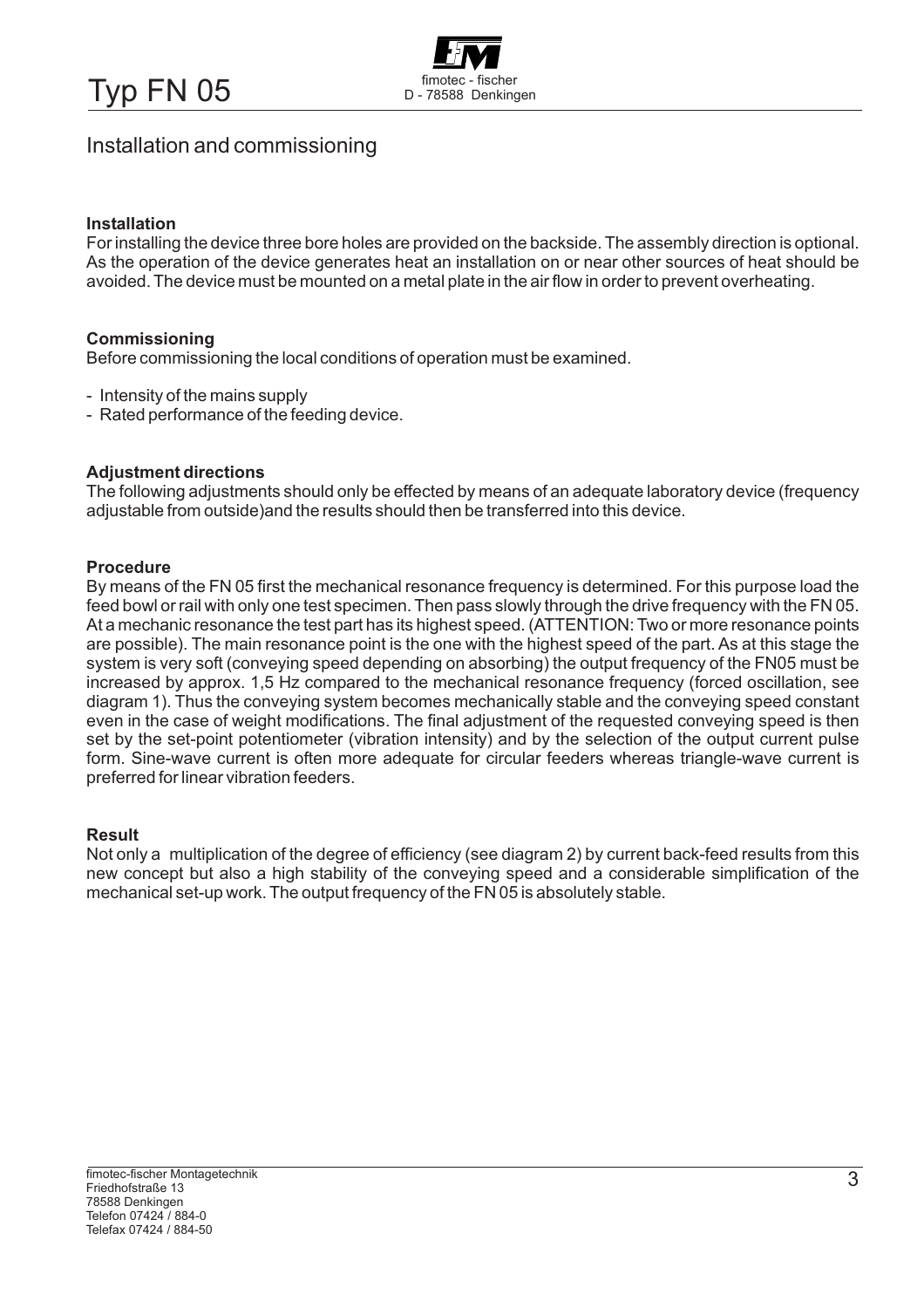## Installation and commissioning

**Installation**
For installing the device three bore holes are provided on the backside. The assembly direction is optional. As the operation of the device generates heat an installation on or near other sources of heat should be avoided. The device must be mounted on a metal plate in the air flow in order to prevent overheating.

**Commissioning**
Before commissioning the local conditions of operation must be examined.

- Intensity of the mains supply
- Rated performance of the feeding device.

**Adjustment directions**
The following adjustments should only be effected by means of an adequate laboratory device (frequency adjustable from outside)and the results should then be transferred into this device.

**Procedure**
By means of the FN 05 first the mechanical resonance frequency is determined. For this purpose load the feed bowl or rail with only one test specimen. Then pass slowly through the drive frequency with the FN 05. At a mechanic resonance the test part has its highest speed. (ATTENTION: Two or more resonance points are possible). The main resonance point is the one with the highest speed of the part. As at this stage the system is very soft (conveying speed depending on absorbing) the output frequency of the FN05 must be increased by approx. 1,5 Hz compared to the mechanical resonance frequency (forced oscillation, see diagram 1). Thus the conveying system becomes mechanically stable and the conveying speed constant even in the case of weight modifications. The final adjustment of the requested conveying speed is then set by the set-point potentiometer (vibration intensity) and by the selection of the output current pulse form. Sine-wave current is often more adequate for circular feeders whereas triangle-wave current is preferred for linear vibration feeders.

**Result**
Not only a multiplication of the degree of efficiency (see diagram 2) by current back-feed results from this new concept but also a high stability of the conveying speed and a considerable simplification of the mechanical set-up work. The output frequency of the FN 05 is absolutely stable.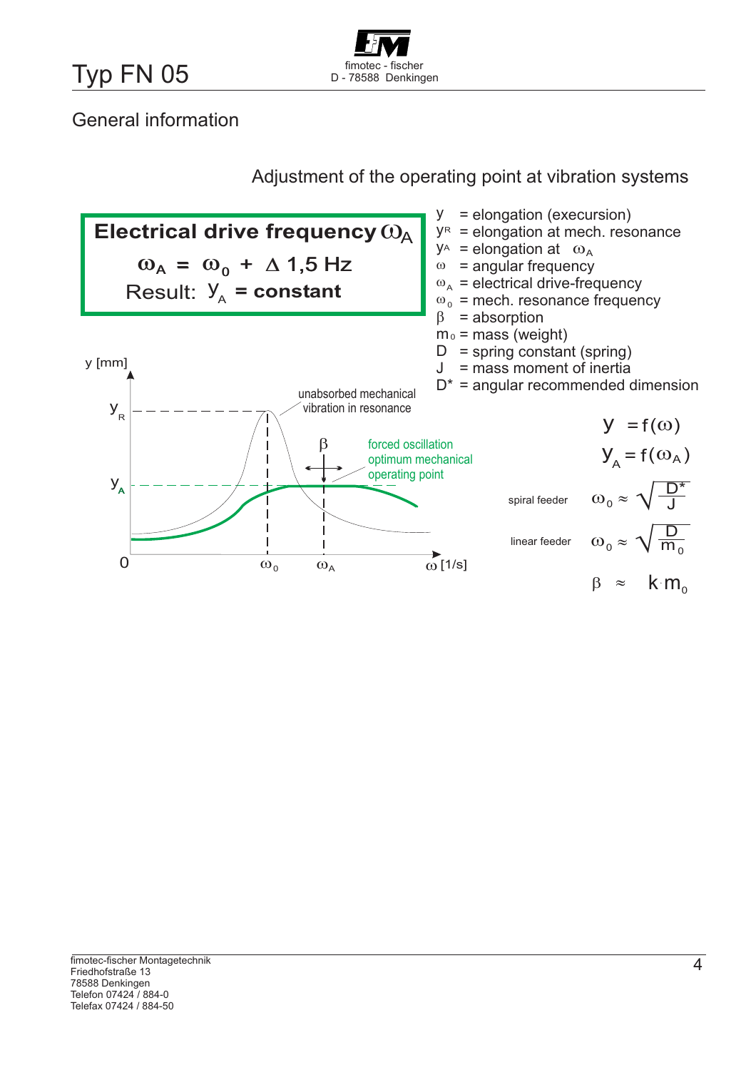# Typ FN 05

## General information

### Adjustment of the operating point at vibration systems

**Electrical drive frequency $\omega_A$**

$$\omega_A = \omega_0 + \Delta\ 1{,}5\ \text{Hz}$$

Result: $y_A$ **= constant**

- $y$ = elongation (execursion)
- $y_R$ = elongation at mech. resonance
- $y_A$ = elongation at $\omega_A$
- $\omega$ = angular frequency
- $\omega_A$ = electrical drive-frequency
- $\omega_0$ = mech. resonance frequency
- $\beta$ = absorption
- $m_0$ = mass (weight)
- D = spring constant (spring)
- J = mass moment of inertia
- D* = angular recommended dimension

y [mm]

$y_R$

$y_A$

0

$\omega_0$ $\omega_A$ $\omega$ [1/s]

unabsorbed mechanical vibration in resonance

$\beta$

forced oscillation optimum mechanical operating point

$$y = f(\omega)$$

$$y_A = f(\omega_A)$$

spiral feeder $\omega_0 \approx \sqrt{\frac{D^*}{J}}$

linear feeder $\omega_0 \approx \sqrt{\frac{D}{m_0}}$

$$\beta \approx k \cdot m_0$$

fimotec-fischer Montagetechnik
Friedhofstraße 13
78588 Denkingen
Telefon 07424 / 884-0
Telefax 07424 / 884-50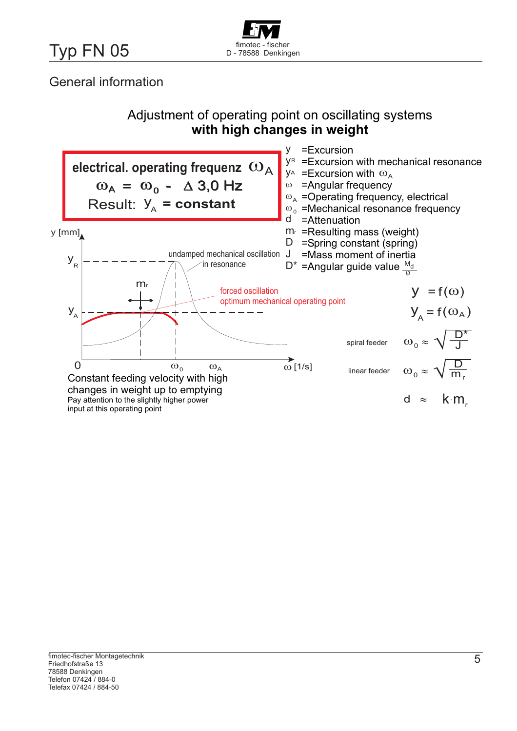## General information

### Adjustment of operating point on oscillating systems **with high changes in weight**

**electrical. operating frequenz $\omega_A$**

$$\omega_A = \omega_0 - \Delta\ 3{,}0\ \text{Hz}$$

**Result: $y_A$ = constant**

- $y$ =Excursion
- $y_R$ =Excursion with mechanical resonance
- $y_A$ =Excursion with $\omega_A$
- $\omega$ =Angular frequency
- $\omega_A$ =Operating frequency, electrical
- $\omega_0$ =Mechanical resonance frequency
- $d$ =Attenuation
- $m_r$ =Resulting mass (weight)
- $D$ =Spring constant (spring)
- $J$ =Mass moment of inertia
- $D^*$ =Angular guide value $\frac{M_d}{\varphi}$

y [mm]

$y_R$

$y_A$

$m_r$

undamped mechanical oscillation in resonance

forced oscillation optimum mechanical operating point

0 $\omega_0$ $\omega_A$ $\omega$ [1/s]

$$y = f(\omega)$$

$$y_A = f(\omega_A)$$

spiral feeder $\omega_0 \approx \sqrt{\frac{D^*}{J}}$

linear feeder $\omega_0 \approx \sqrt{\frac{D}{m_r}}$

$$d \approx k \cdot m_r$$

Constant feeding velocity with high changes in weight up to emptying

Pay attention to the slightly higher power input at this operating point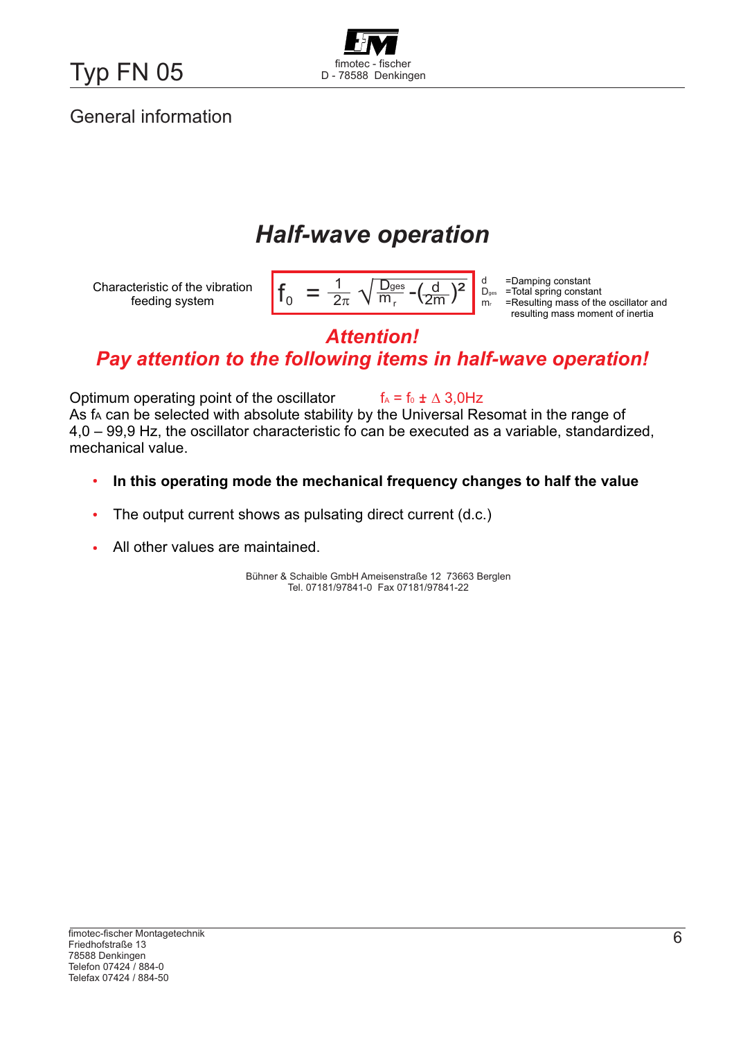## General information

# *Half-wave operation*

Characteristic of the vibration feeding system

$$f_0 = \frac{1}{2\pi}\sqrt{\frac{D_{ges}}{m_r} - \left(\frac{d}{2m}\right)^2}$$

$d$ =Damping constant
$D_{ges}$ =Total spring constant
$m_r$ =Resulting mass of the oscillator and resulting mass moment of inertia

***Attention!***

***Pay attention to the following items in half-wave operation!***

Optimum operating point of the oscillator $f_A = f_0 \pm \Delta\, 3{,}0\text{Hz}$

As $f_A$ can be selected with absolute stability by the Universal Resomat in the range of 4,0 – 99,9 Hz, the oscillator characteristic fo can be executed as a variable, standardized, mechanical value.

- **In this operating mode the mechanical frequency changes to half the value**
- The output current shows as pulsating direct current (d.c.)
- All other values are maintained.

Bühner & Schaible GmbH Ameisenstraße 12 73663 Berglen
Tel. 07181/97841-0 Fax 07181/97841-22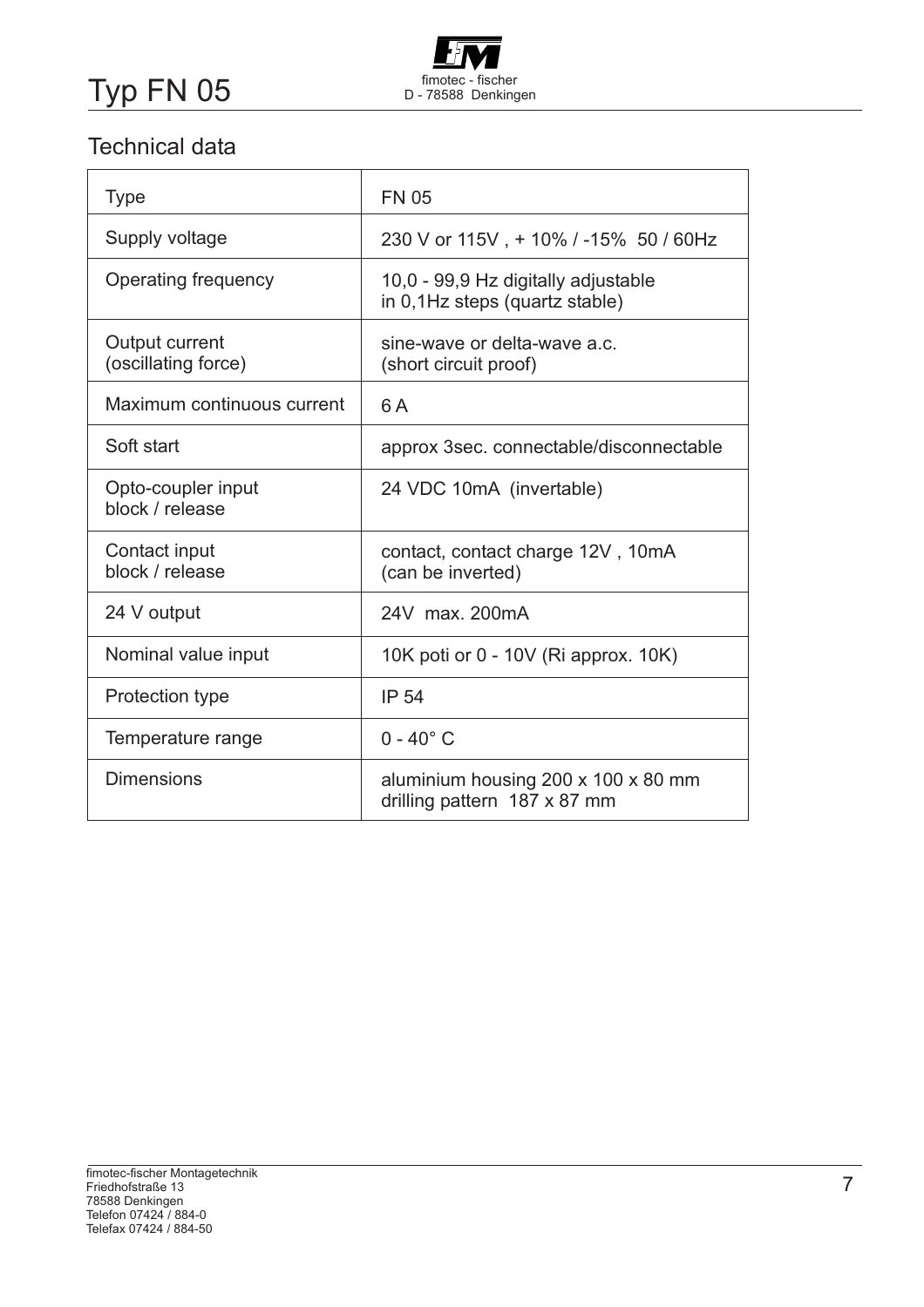# Typ FN 05

## Technical data

| Type | FN 05 |
|---|---|
| Supply voltage | 230 V or 115V , + 10% / -15% 50 / 60Hz |
| Operating frequency | 10,0 - 99,9 Hz digitally adjustable in 0,1Hz steps (quartz stable) |
| Output current (oscillating force) | sine-wave or delta-wave a.c. (short circuit proof) |
| Maximum continuous current | 6 A |
| Soft start | approx 3sec. connectable/disconnectable |
| Opto-coupler input block / release | 24 VDC 10mA (invertable) |
| Contact input block / release | contact, contact charge 12V , 10mA (can be inverted) |
| 24 V output | 24V max. 200mA |
| Nominal value input | 10K poti or 0 - 10V (Ri approx. 10K) |
| Protection type | IP 54 |
| Temperature range | 0 - 40° C |
| Dimensions | aluminium housing 200 x 100 x 80 mm drilling pattern 187 x 87 mm |

fimotec-fischer Montagetechnik
Friedhofstraße 13
78588 Denkingen
Telefon 07424 / 884-0
Telefax 07424 / 884-50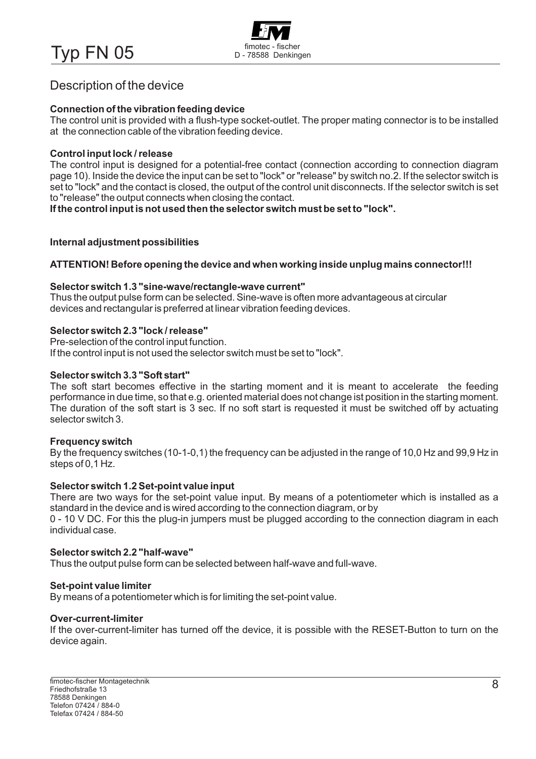# Typ FN 05

## Description of the device

**Connection of the vibration feeding device**
The control unit is provided with a flush-type socket-outlet. The proper mating connector is to be installed at the connection cable of the vibration feeding device.

**Control input lock / release**
The control input is designed for a potential-free contact (connection according to connection diagram page 10). Inside the device the input can be set to "lock" or "release" by switch no.2. If the selector switch is set to "lock" and the contact is closed, the output of the control unit disconnects. If the selector switch is set to "release" the output connects when closing the contact.
**If the control input is not used then the selector switch must be set to "lock".**

**Internal adjustment possibilities**

**ATTENTION! Before opening the device and when working inside unplug mains connector!!!**

**Selector switch 1.3 "sine-wave/rectangle-wave current"**
Thus the output pulse form can be selected. Sine-wave is often more advantageous at circular devices and rectangular is preferred at linear vibration feeding devices.

**Selector switch 2.3 "lock / release"**
Pre-selection of the control input function.
If the control input is not used the selector switch must be set to "lock".

**Selector switch 3.3 "Soft start"**
The soft start becomes effective in the starting moment and it is meant to accelerate the feeding performance in due time, so that e.g. oriented material does not change ist position in the starting moment. The duration of the soft start is 3 sec. If no soft start is requested it must be switched off by actuating selector switch 3.

**Frequency switch**
By the frequency switches (10-1-0,1) the frequency can be adjusted in the range of 10,0 Hz and 99,9 Hz in steps of 0,1 Hz.

**Selector switch 1.2 Set-point value input**
There are two ways for the set-point value input. By means of a potentiometer which is installed as a standard in the device and is wired according to the connection diagram, or by
0 - 10 V DC. For this the plug-in jumpers must be plugged according to the connection diagram in each individual case.

**Selector switch 2.2 "half-wave"**
Thus the output pulse form can be selected between half-wave and full-wave.

**Set-point value limiter**
By means of a potentiometer which is for limiting the set-point value.

**Over-current-limiter**
If the over-current-limiter has turned off the device, it is possible with the RESET-Button to turn on the device again.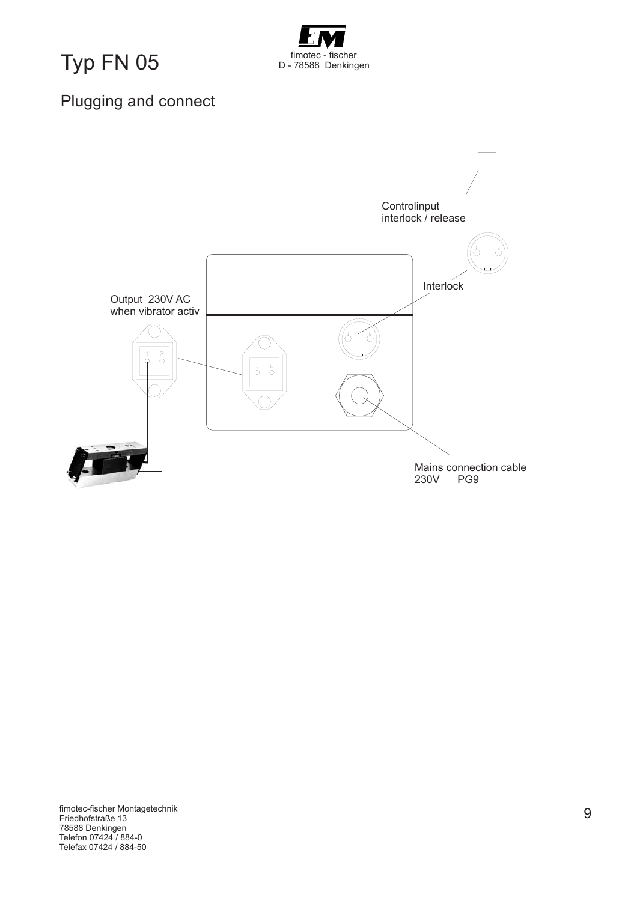## Plugging and connect

Controlinput
interlock / release

Interlock

Output 230V AC
when vibrator activ

Mains connection cable
230V PG9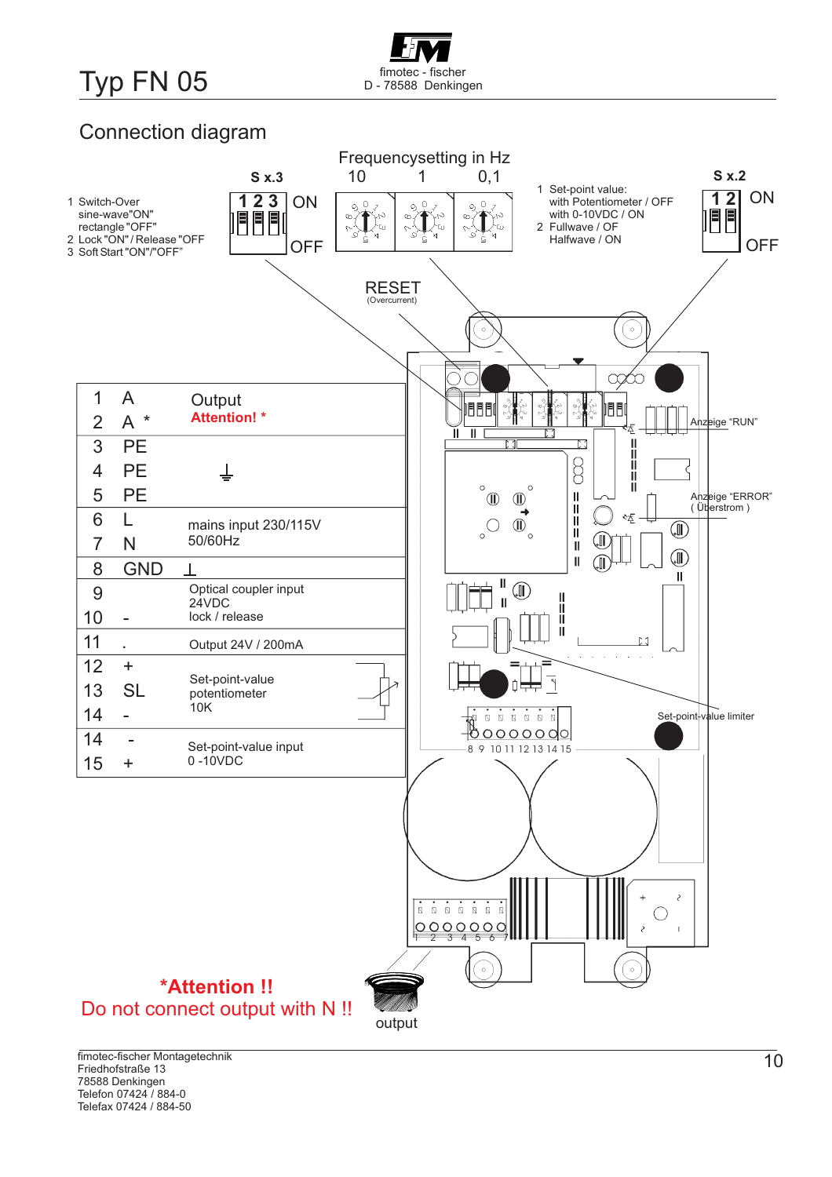# Typ FN 05

fimotec - fischer
D - 78588 Denkingen

## Connection diagram

**S x.3**

| 1 2 3 | ON / OFF |
|---|---|

1 Switch-Over sine-wave "ON" rectangle "OFF"
2 Lock "ON" / Release "OFF"
3 Soft Start "ON"/"OFF"

Frequencysetting in Hz
10 1 0,1

**S x.2**

| 1 2 | ON / OFF |
|---|---|

1 Set-point value: with Potentiometer / OFF with 0-10VDC / ON
2 Fullwave / OF Halfwave / ON

RESET (Overcurrent)

Anzeige "RUN"

Anzeige "ERROR" ( Überstrom )

Set-point-value limiter

| Terminal | Signal | Function |
|---|---|---|
| 1 | A | Output |
| 2 | A * | **Attention! *** |
| 3 | PE | ⏚ |
| 4 | PE | |
| 5 | PE | |
| 6 | L | mains input 230/115V 50/60Hz |
| 7 | N | |
| 8 | GND | ⊥ |
| 9 | | Optical coupler input 24VDC lock / release |
| 10 | - | |
| 11 | . | Output 24V / 200mA |
| 12 | + | Set-point-value potentiometer 10K |
| 13 | SL | |
| 14 | - | |
| 14 | - | Set-point-value input 0 -10VDC |
| 15 | + | |

8 9 10 11 12 13 14 15

1 2 3 4 5 6 7

output

**\*Attention !!**
**Do not connect output with N !!**

fimotec-fischer Montagetechnik
Friedhofstraße 13
78588 Denkingen
Telefon 07424 / 884-0
Telefax 07424 / 884-50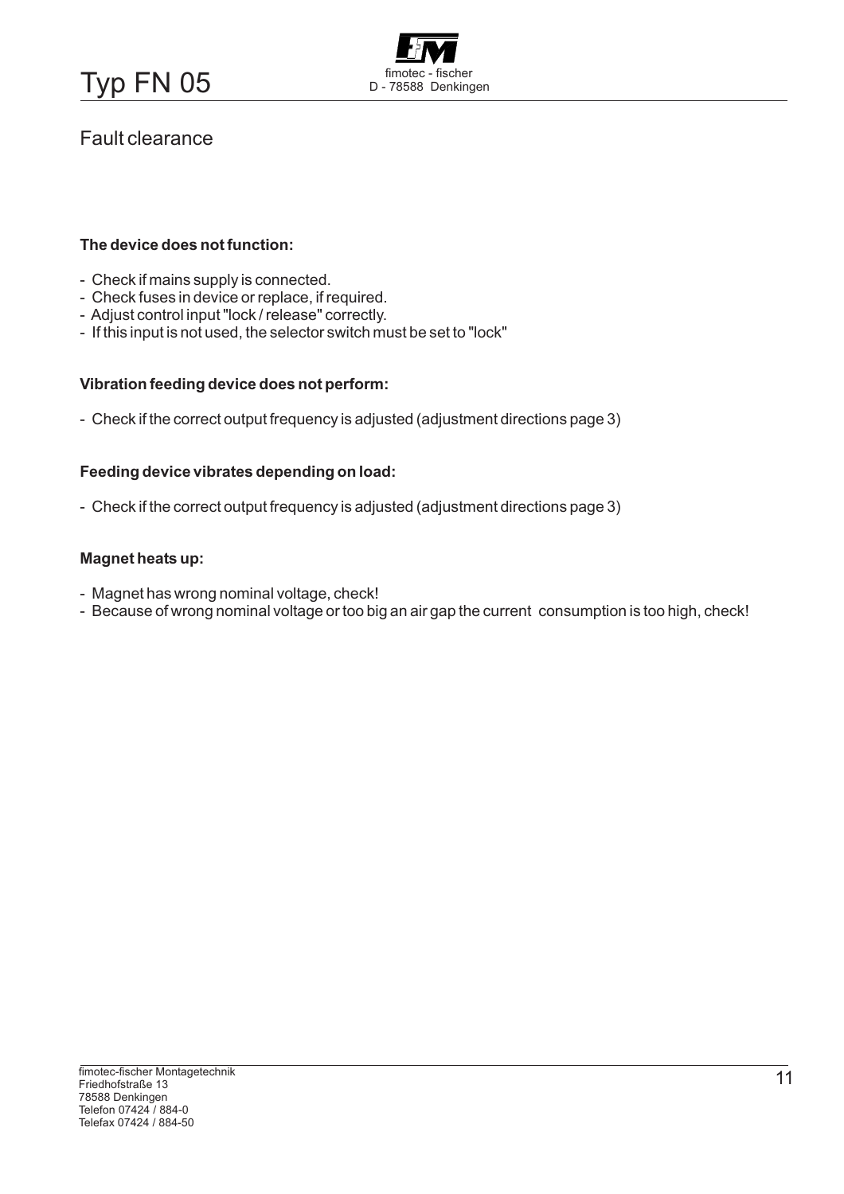## Fault clearance

**The device does not function:**

- Check if mains supply is connected.
- Check fuses in device or replace, if required.
- Adjust control input "lock / release" correctly.
- If this input is not used, the selector switch must be set to "lock"

**Vibration feeding device does not perform:**

- Check if the correct output frequency is adjusted (adjustment directions page 3)

**Feeding device vibrates depending on load:**

- Check if the correct output frequency is adjusted (adjustment directions page 3)

**Magnet heats up:**

- Magnet has wrong nominal voltage, check!
- Because of wrong nominal voltage or too big an air gap the current consumption is too high, check!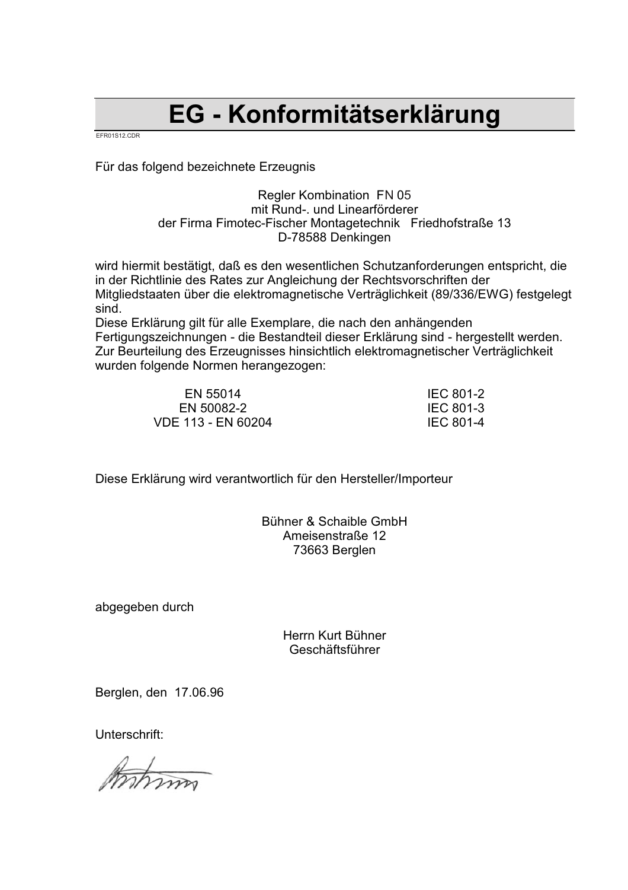# EG - Konformitätserklärung

EFR01S12.CDR

Für das folgend bezeichnete Erzeugnis

Regler Kombination FN 05
mit Rund-. und Linearförderer
der Firma Fimotec-Fischer Montagetechnik Friedhofstraße 13
D-78588 Denkingen

wird hiermit bestätigt, daß es den wesentlichen Schutzanforderungen entspricht, die in der Richtlinie des Rates zur Angleichung der Rechtsvorschriften der Mitgliedstaaten über die elektromagnetische Verträglichkeit (89/336/EWG) festgelegt sind.
Diese Erklärung gilt für alle Exemplare, die nach den anhängenden Fertigungszeichnungen - die Bestandteil dieser Erklärung sind - hergestellt werden.
Zur Beurteilung des Erzeugnisses hinsichtlich elektromagnetischer Verträglichkeit wurden folgende Normen herangezogen:

| | |
|---|---|
| EN 55014 | IEC 801-2 |
| EN 50082-2 | IEC 801-3 |
| VDE 113 - EN 60204 | IEC 801-4 |

Diese Erklärung wird verantwortlich für den Hersteller/Importeur

Bühner & Schaible GmbH
Ameisenstraße 12
73663 Berglen

abgegeben durch

Herrn Kurt Bühner
Geschäftsführer

Berglen, den 17.06.96

Unterschrift: